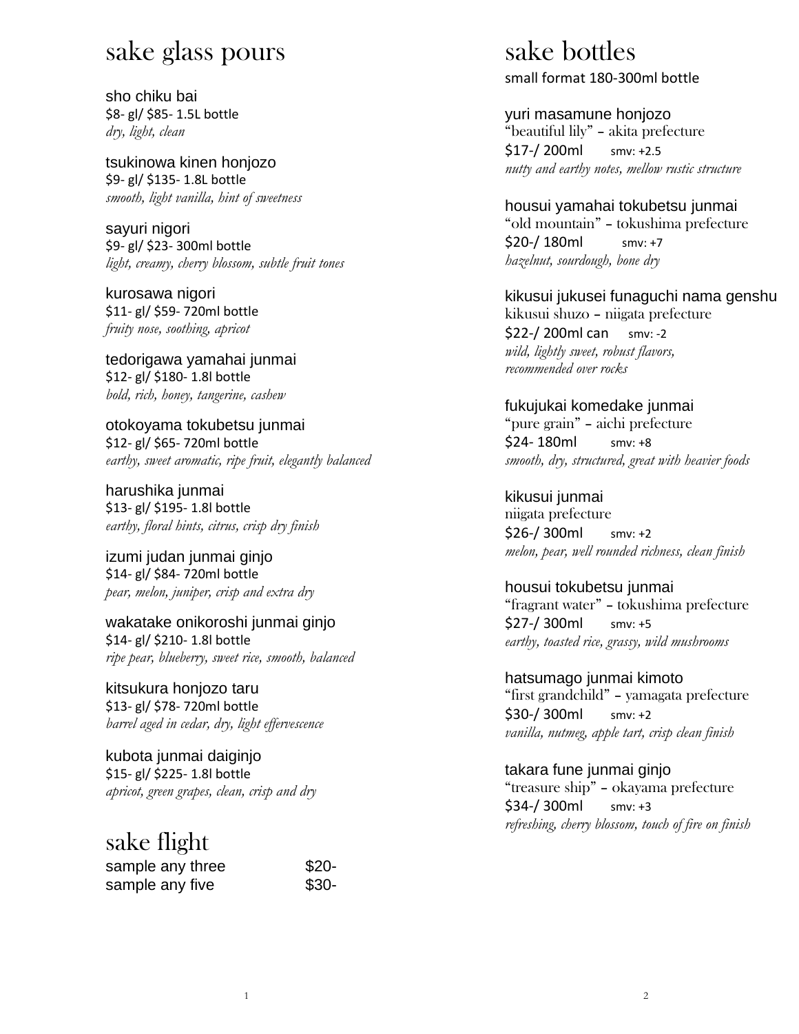# sake glass pours

sho chiku bai
$8- gl/ $85- 1.5L bottle
*dry, light, clean*

tsukinowa kinen honjozo
$9- gl/ $135- 1.8L bottle
*smooth, light vanilla, hint of sweetness*

sayuri nigori
$9- gl/ $23- 300ml bottle
*light, creamy, cherry blossom, subtle fruit tones*

kurosawa nigori
$11- gl/ $59- 720ml bottle
*fruity nose, soothing, apricot*

tedorigawa yamahai junmai
$12- gl/ $180- 1.8l bottle
*bold, rich, honey, tangerine, cashew*

otokoyama tokubetsu junmai
$12- gl/ $65- 720ml bottle
*earthy, sweet aromatic, ripe fruit, elegantly balanced*

harushika junmai
$13- gl/ $195- 1.8l bottle
*earthy, floral hints, citrus, crisp dry finish*

izumi judan junmai ginjo
$14- gl/ $84- 720ml bottle
*pear, melon, juniper, crisp and extra dry*

wakatake onikoroshi junmai ginjo
$14- gl/ $210- 1.8l bottle
*ripe pear, blueberry, sweet rice, smooth, balanced*

kitsukura honjozo taru
$13- gl/ $78- 720ml bottle
*barrel aged in cedar, dry, light effervescence*

kubota junmai daiginjo
$15- gl/ $225- 1.8l bottle
*apricot, green grapes, clean, crisp and dry*

# sake flight

| | |
|---|---|
| sample any three | $20- |
| sample any five | $30- |

# sake bottles

small format 180-300ml bottle

yuri masamune honjozo
"beautiful lily" – akita prefecture
$17-/ 200ml smv: +2.5
*nutty and earthy notes, mellow rustic structure*

housui yamahai tokubetsu junmai
"old mountain" – tokushima prefecture
$20-/ 180ml smv: +7
*hazelnut, sourdough, bone dry*

kikusui jukusei funaguchi nama genshu
kikusui shuzo – niigata prefecture
$22-/ 200ml can smv: -2
*wild, lightly sweet, robust flavors, recommended over rocks*

fukujukai komedake junmai
"pure grain" – aichi prefecture
$24- 180ml smv: +8
*smooth, dry, structured, great with heavier foods*

kikusui junmai
niigata prefecture
$26-/ 300ml smv: +2
*melon, pear, well rounded richness, clean finish*

housui tokubetsu junmai
"fragrant water" – tokushima prefecture
$27-/ 300ml smv: +5
*earthy, toasted rice, grassy, wild mushrooms*

hatsumago junmai kimoto
"first grandchild" – yamagata prefecture
$30-/ 300ml smv: +2
*vanilla, nutmeg, apple tart, crisp clean finish*

takara fune junmai ginjo
"treasure ship" – okayama prefecture
$34-/ 300ml smv: +3
*refreshing, cherry blossom, touch of fire on finish*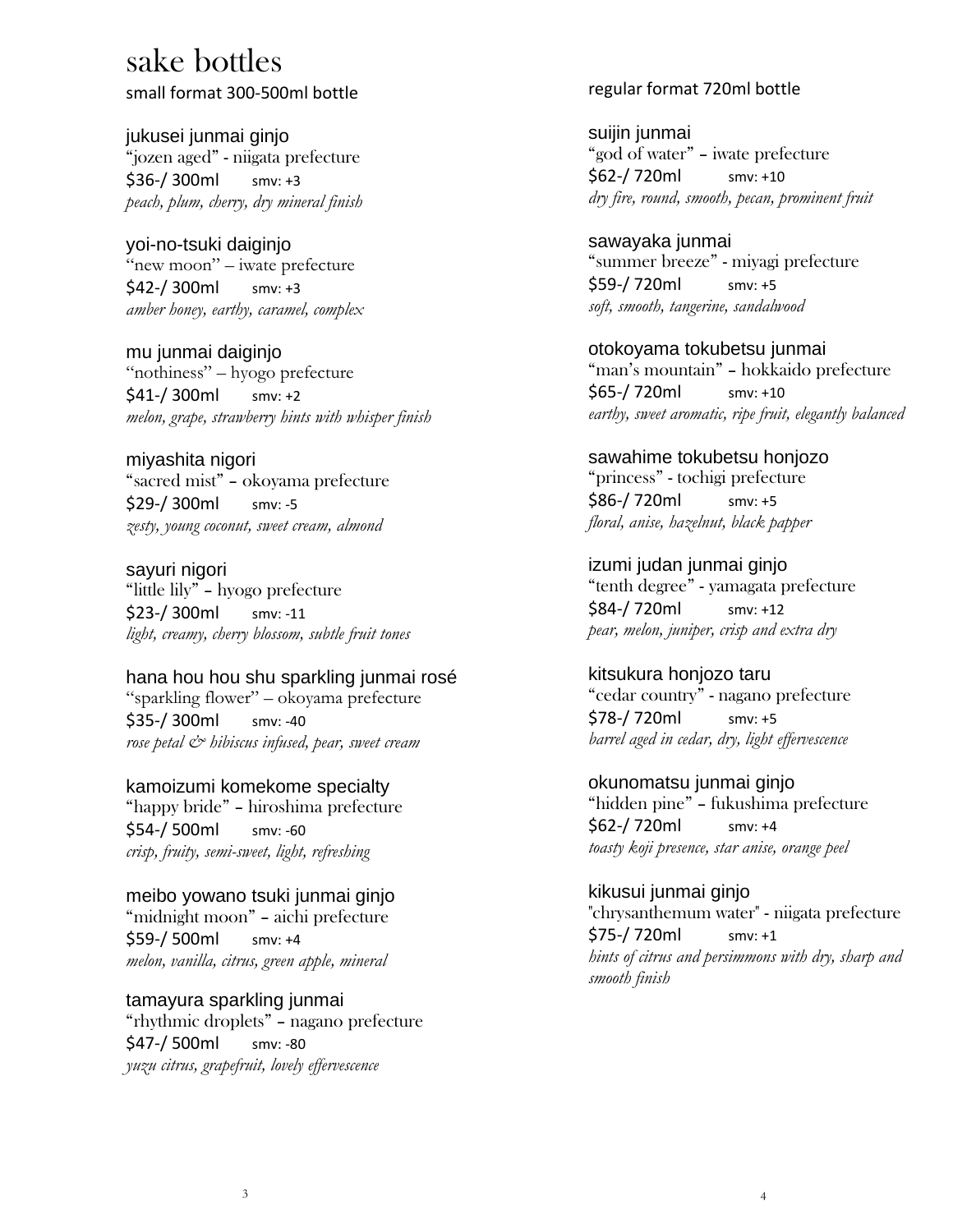# sake bottles

## small format 300-500ml bottle

**jukusei junmai ginjo**
"jozen aged" - niigata prefecture
$36-/ 300ml smv: +3
*peach, plum, cherry, dry mineral finish*

**yoi-no-tsuki daiginjo**
"new moon" – iwate prefecture
$42-/ 300ml smv: +3
*amber honey, earthy, caramel, complex*

**mu junmai daiginjo**
"nothiness" – hyogo prefecture
$41-/ 300ml smv: +2
*melon, grape, strawberry hints with whisper finish*

**miyashita nigori**
"sacred mist" – okoyama prefecture
$29-/ 300ml smv: -5
*zesty, young coconut, sweet cream, almond*

**sayuri nigori**
"little lily" – hyogo prefecture
$23-/ 300ml smv: -11
*light, creamy, cherry blossom, subtle fruit tones*

**hana hou hou shu sparkling junmai rosé**
"sparkling flower" – okoyama prefecture
$35-/ 300ml smv: -40
*rose petal & hibiscus infused, pear, sweet cream*

**kamoizumi komekome specialty**
"happy bride" – hiroshima prefecture
$54-/ 500ml smv: -60
*crisp, fruity, semi-sweet, light, refreshing*

**meibo yowano tsuki junmai ginjo**
"midnight moon" – aichi prefecture
$59-/ 500ml smv: +4
*melon, vanilla, citrus, green apple, mineral*

**tamayura sparkling junmai**
"rhythmic droplets" – nagano prefecture
$47-/ 500ml smv: -80
*yuzu citrus, grapefruit, lovely effervescence*

## regular format 720ml bottle

**suijin junmai**
"god of water" – iwate prefecture
$62-/ 720ml smv: +10
*dry fire, round, smooth, pecan, prominent fruit*

**sawayaka junmai**
"summer breeze" - miyagi prefecture
$59-/ 720ml smv: +5
*soft, smooth, tangerine, sandalwood*

**otokoyama tokubetsu junmai**
"man's mountain" – hokkaido prefecture
$65-/ 720ml smv: +10
*earthy, sweet aromatic, ripe fruit, elegantly balanced*

**sawahime tokubetsu honjozo**
"princess" - tochigi prefecture
$86-/ 720ml smv: +5
*floral, anise, hazelnut, black papper*

**izumi judan junmai ginjo**
"tenth degree" - yamagata prefecture
$84-/ 720ml smv: +12
*pear, melon, juniper, crisp and extra dry*

**kitsukura honjozo taru**
"cedar country" - nagano prefecture
$78-/ 720ml smv: +5
*barrel aged in cedar, dry, light effervescence*

**okunomatsu junmai ginjo**
"hidden pine" – fukushima prefecture
$62-/ 720ml smv: +4
*toasty koji presence, star anise, orange peel*

**kikusui junmai ginjo**
"chrysanthemum water" - niigata prefecture
$75-/ 720ml smv: +1
*hints of citrus and persimmons with dry, sharp and smooth finish*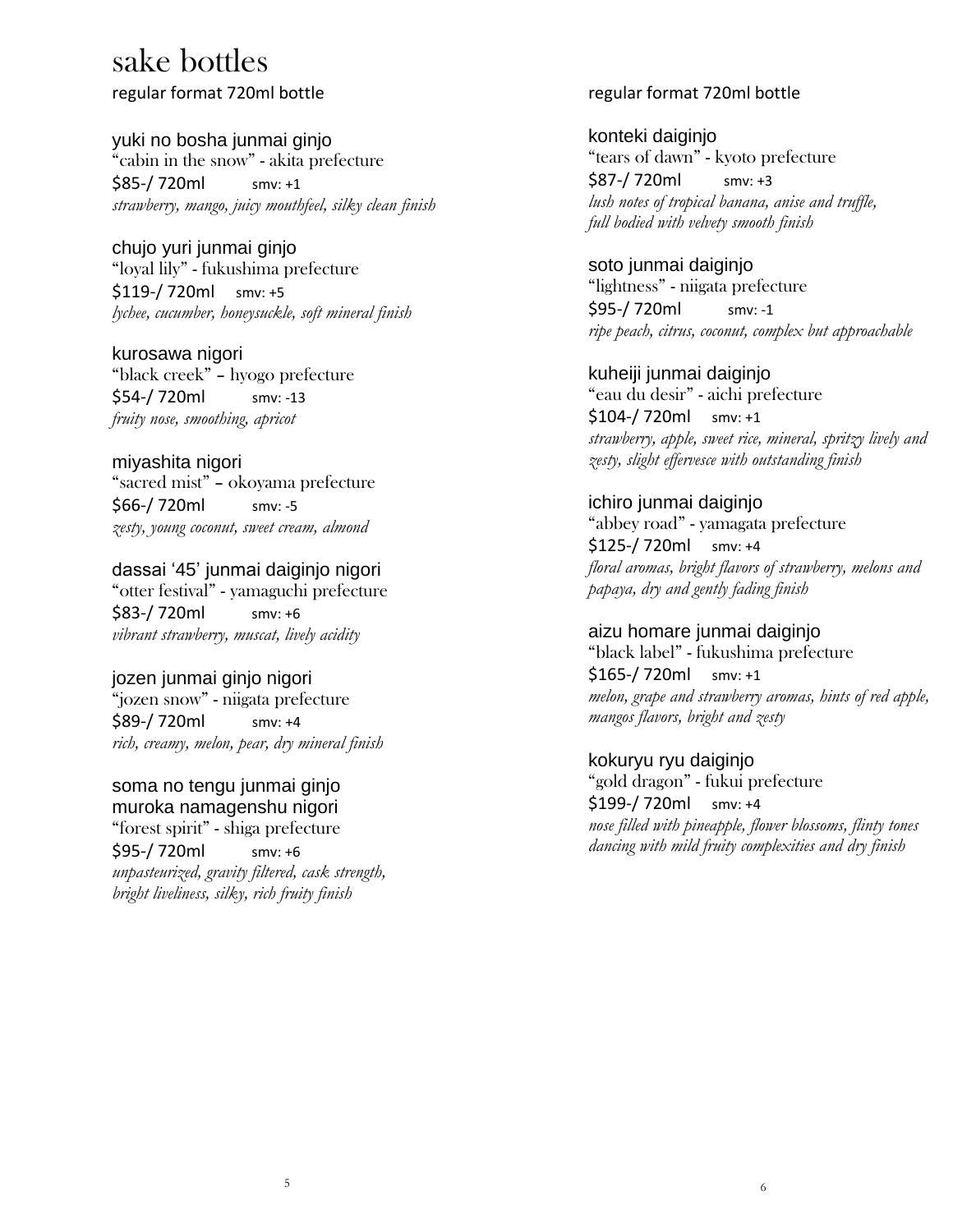# sake bottles

regular format 720ml bottle

### yuki no bosha junmai ginjo
"cabin in the snow" - akita prefecture
$85-/ 720ml smv: +1
*strawberry, mango, juicy mouthfeel, silky clean finish*

### chujo yuri junmai ginjo
"loyal lily" - fukushima prefecture
$119-/ 720ml smv: +5
*lychee, cucumber, honeysuckle, soft mineral finish*

### kurosawa nigori
"black creek" – hyogo prefecture
$54-/ 720ml smv: -13
*fruity nose, smoothing, apricot*

### miyashita nigori
"sacred mist" – okoyama prefecture
$66-/ 720ml smv: -5
*zesty, young coconut, sweet cream, almond*

### dassai '45' junmai daiginjo nigori
"otter festival" - yamaguchi prefecture
$83-/ 720ml smv: +6
*vibrant strawberry, muscat, lively acidity*

### jozen junmai ginjo nigori
"jozen snow" - niigata prefecture
$89-/ 720ml smv: +4
*rich, creamy, melon, pear, dry mineral finish*

### soma no tengu junmai ginjo muroka namagenshu nigori
"forest spirit" - shiga prefecture
$95-/ 720ml smv: +6
*unpasteurized, gravity filtered, cask strength, bright liveliness, silky, rich fruity finish*

regular format 720ml bottle

### konteki daiginjo
"tears of dawn" - kyoto prefecture
$87-/ 720ml smv: +3
*lush notes of tropical banana, anise and truffle, full bodied with velvety smooth finish*

### soto junmai daiginjo
"lightness" - niigata prefecture
$95-/ 720ml smv: -1
*ripe peach, citrus, coconut, complex but approachable*

### kuheiji junmai daiginjo
"eau du desir" - aichi prefecture
$104-/ 720ml smv: +1
*strawberry, apple, sweet rice, mineral, spritzy lively and zesty, slight effervesce with outstanding finish*

### ichiro junmai daiginjo
"abbey road" - yamagata prefecture
$125-/ 720ml smv: +4
*floral aromas, bright flavors of strawberry, melons and papaya, dry and gently fading finish*

### aizu homare junmai daiginjo
"black label" - fukushima prefecture
$165-/ 720ml smv: +1
*melon, grape and strawberry aromas, hints of red apple, mangos flavors, bright and zesty*

### kokuryu ryu daiginjo
"gold dragon" - fukui prefecture
$199-/ 720ml smv: +4
*nose filled with pineapple, flower blossoms, flinty tones dancing with mild fruity complexities and dry finish*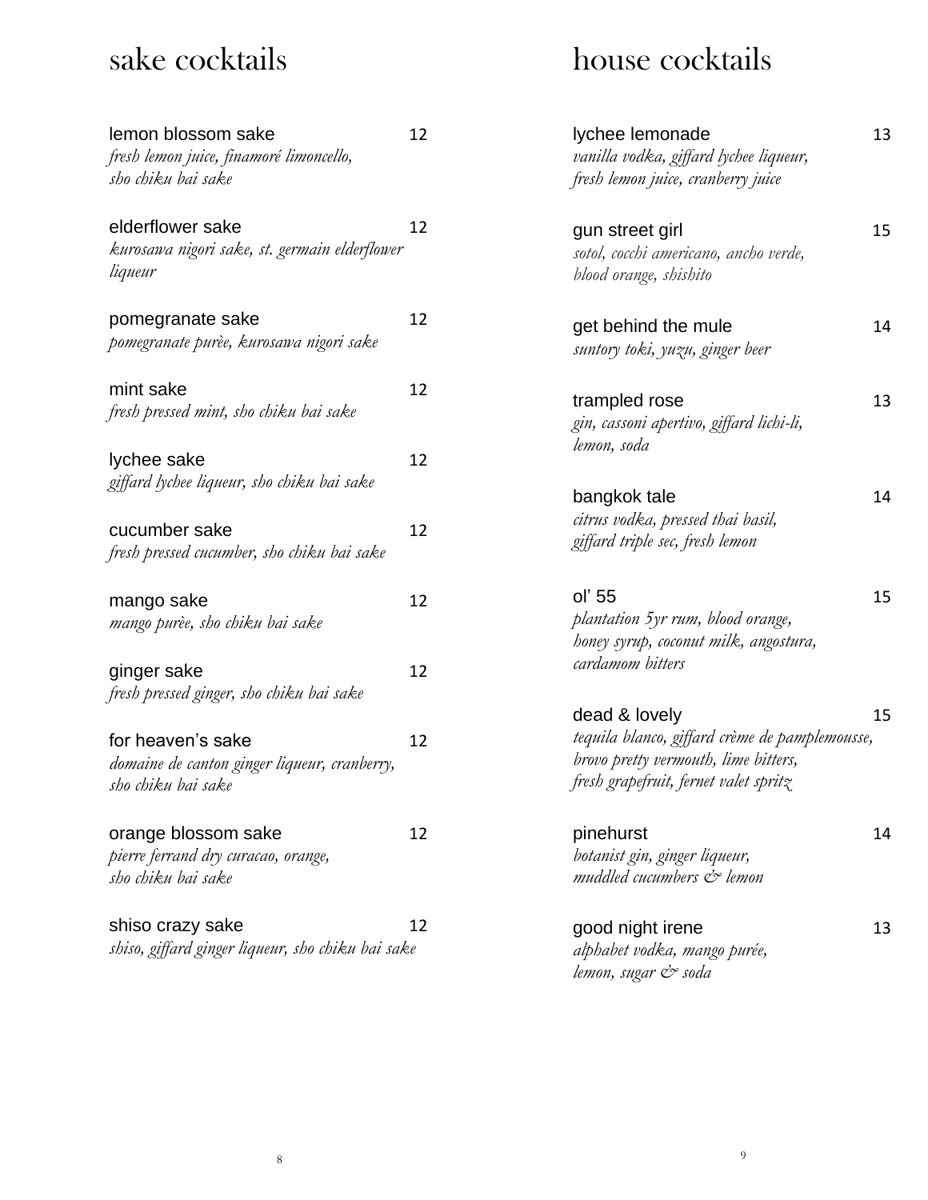# sake cocktails

**lemon blossom sake** 12
*fresh lemon juice, finamoré limoncello, sho chiku bai sake*

**elderflower sake** 12
*kurosawa nigori sake, st. germain elderflower liqueur*

**pomegranate sake** 12
*pomegranate purèe, kurosawa nigori sake*

**mint sake** 12
*fresh pressed mint, sho chiku bai sake*

**lychee sake** 12
*giffard lychee liqueur, sho chiku bai sake*

**cucumber sake** 12
*fresh pressed cucumber, sho chiku bai sake*

**mango sake** 12
*mango purèe, sho chiku bai sake*

**ginger sake** 12
*fresh pressed ginger, sho chiku bai sake*

**for heaven's sake** 12
*domaine de canton ginger liqueur, cranberry, sho chiku bai sake*

**orange blossom sake** 12
*pierre ferrand dry curacao, orange, sho chiku bai sake*

**shiso crazy sake** 12
*shiso, giffard ginger liqueur, sho chiku bai sake*

# house cocktails

**lychee lemonade** 13
*vanilla vodka, giffard lychee liqueur, fresh lemon juice, cranberry juice*

**gun street girl** 15
*sotol, cocchi americano, ancho verde, blood orange, shishito*

**get behind the mule** 14
*suntory toki, yuzu, ginger beer*

**trampled rose** 13
*gin, cassoni apertivo, giffard lichi-li, lemon, soda*

**bangkok tale** 14
*citrus vodka, pressed thai basil, giffard triple sec, fresh lemon*

**ol' 55** 15
*plantation 5yr rum, blood orange, honey syrup, coconut milk, angostura, cardamom bitters*

**dead & lovely** 15
*tequila blanco, giffard crème de pamplemousse, brovo pretty vermouth, lime bitters, fresh grapefruit, fernet valet spritz*

**pinehurst** 14
*botanist gin, ginger liqueur, muddled cucumbers & lemon*

**good night irene** 13
*alphabet vodka, mango purée, lemon, sugar & soda*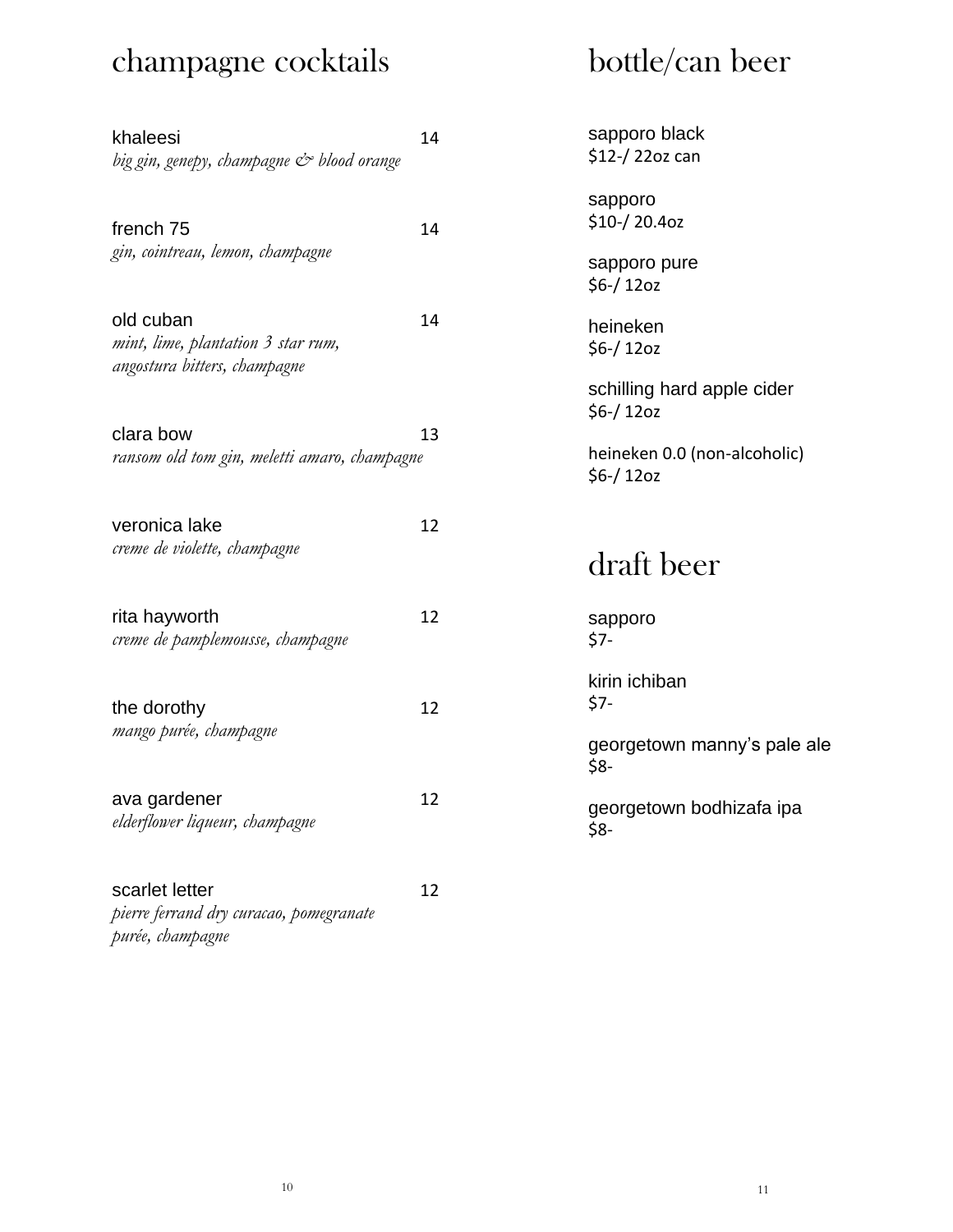## champagne cocktails

**khaleesi** 14
*big gin, genepy, champagne & blood orange*

**french 75** 14
*gin, cointreau, lemon, champagne*

**old cuban** 14
*mint, lime, plantation 3 star rum, angostura bitters, champagne*

**clara bow** 13
*ransom old tom gin, meletti amaro, champagne*

**veronica lake** 12
*creme de violette, champagne*

**rita hayworth** 12
*creme de pamplemousse, champagne*

**the dorothy** 12
*mango purée, champagne*

**ava gardener** 12
*elderflower liqueur, champagne*

**scarlet letter** 12
*pierre ferrand dry curacao, pomegranate purée, champagne*

## bottle/can beer

sapporo black
$12-/ 22oz can

sapporo
$10-/ 20.4oz

sapporo pure
$6-/ 12oz

heineken
$6-/ 12oz

schilling hard apple cider
$6-/ 12oz

heineken 0.0 (non-alcoholic)
$6-/ 12oz

## draft beer

sapporo
$7-

kirin ichiban
$7-

georgetown manny's pale ale
$8-

georgetown bodhizafa ipa
$8-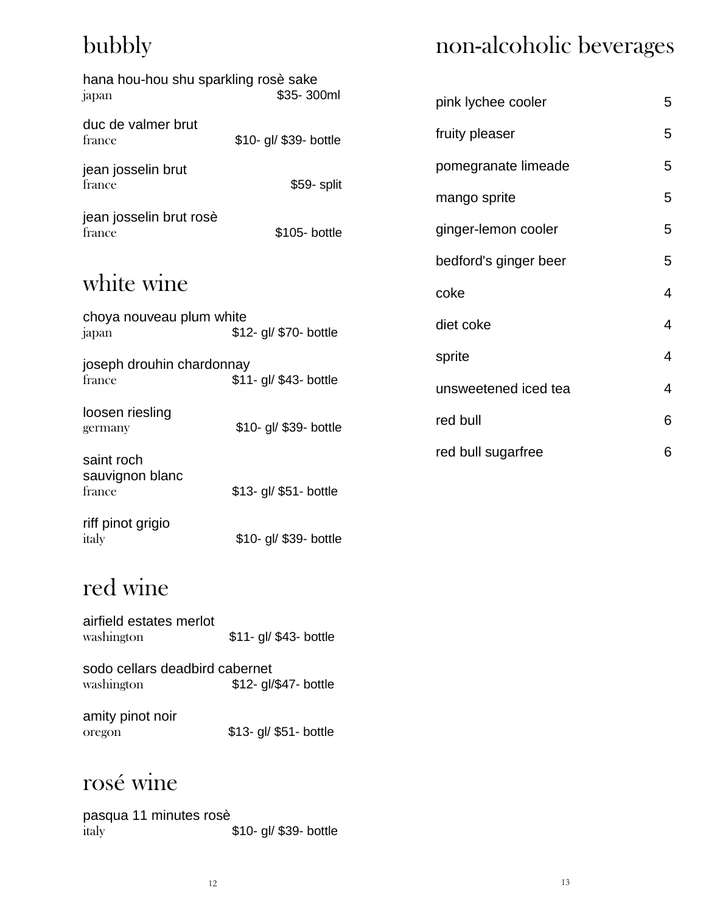## bubbly

hana hou-hou shu sparkling rosè sake
japan — $35- 300ml

duc de valmer brut
france — $10- gl/ $39- bottle

jean josselin brut
france — $59- split

jean josselin brut rosè
france — $105- bottle

## white wine

choya nouveau plum white
japan — $12- gl/ $70- bottle

joseph drouhin chardonnay
france — $11- gl/ $43- bottle

loosen riesling
germany — $10- gl/ $39- bottle

saint roch
sauvignon blanc
france — $13- gl/ $51- bottle

riff pinot grigio
italy — $10- gl/ $39- bottle

## red wine

airfield estates merlot
washington — $11- gl/ $43- bottle

sodo cellars deadbird cabernet
washington — $12- gl/$47- bottle

amity pinot noir
oregon — $13- gl/ $51- bottle

## rosé wine

pasqua 11 minutes rosè
italy — $10- gl/ $39- bottle

## non-alcoholic beverages

| | |
|---|---|
| pink lychee cooler | 5 |
| fruity pleaser | 5 |
| pomegranate limeade | 5 |
| mango sprite | 5 |
| ginger-lemon cooler | 5 |
| bedford's ginger beer | 5 |
| coke | 4 |
| diet coke | 4 |
| sprite | 4 |
| unsweetened iced tea | 4 |
| red bull | 6 |
| red bull sugarfree | 6 |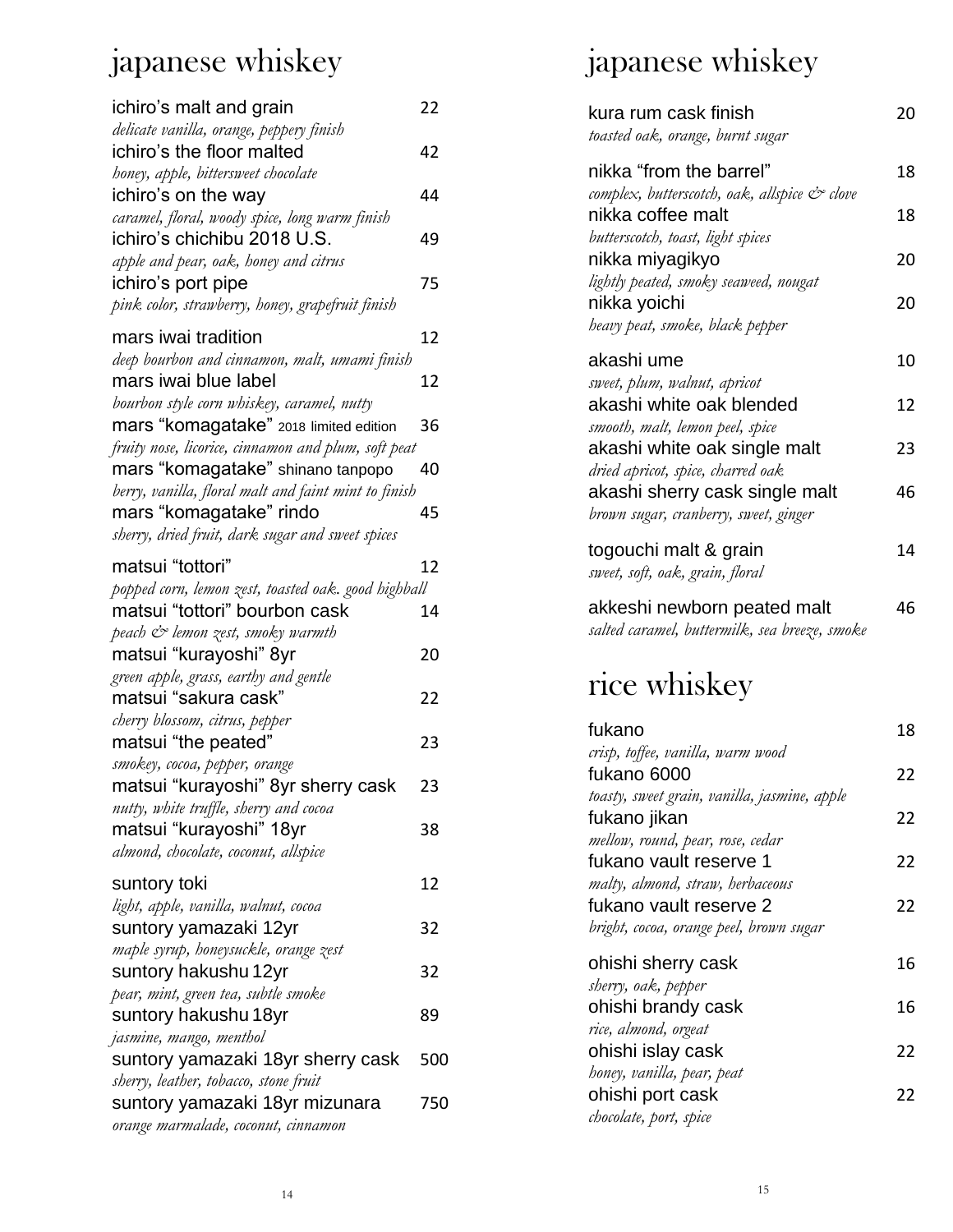# japanese whiskey

ichiro's malt and grain 22
*delicate vanilla, orange, peppery finish*

ichiro's the floor malted 42
*honey, apple, bittersweet chocolate*

ichiro's on the way 44
*caramel, floral, woody spice, long warm finish*

ichiro's chichibu 2018 U.S. 49
*apple and pear, oak, honey and citrus*

ichiro's port pipe 75
*pink color, strawberry, honey, grapefruit finish*

mars iwai tradition 12
*deep bourbon and cinnamon, malt, umami finish*

mars iwai blue label 12
*bourbon style corn whiskey, caramel, nutty*

mars "komagatake" 2018 limited edition 36
*fruity nose, licorice, cinnamon and plum, soft peat*

mars "komagatake" shinano tanpopo 40
*berry, vanilla, floral malt and faint mint to finish*

mars "komagatake" rindo 45
*sherry, dried fruit, dark sugar and sweet spices*

matsui "tottori" 12
*popped corn, lemon zest, toasted oak. good highball*

matsui "tottori" bourbon cask 14
*peach & lemon zest, smoky warmth*

matsui "kurayoshi" 8yr 20
*green apple, grass, earthy and gentle*

matsui "sakura cask" 22
*cherry blossom, citrus, pepper*

matsui "the peated" 23
*smokey, cocoa, pepper, orange*

matsui "kurayoshi" 8yr sherry cask 23
*nutty, white truffle, sherry and cocoa*

matsui "kurayoshi" 18yr 38
*almond, chocolate, coconut, allspice*

suntory toki 12
*light, apple, vanilla, walnut, cocoa*

suntory yamazaki 12yr 32
*maple syrup, honeysuckle, orange zest*

suntory hakushu 12yr 32
*pear, mint, green tea, subtle smoke*

suntory hakushu 18yr 89
*jasmine, mango, menthol*

suntory yamazaki 18yr sherry cask 500
*sherry, leather, tobacco, stone fruit*

suntory yamazaki 18yr mizunara 750
*orange marmalade, coconut, cinnamon*

# japanese whiskey

kura rum cask finish 20
*toasted oak, orange, burnt sugar*

nikka "from the barrel" 18
*complex, butterscotch, oak, allspice & clove*

nikka coffee malt 18
*butterscotch, toast, light spices*

nikka miyagikyo 20
*lightly peated, smoky seaweed, nougat*

nikka yoichi 20
*heavy peat, smoke, black pepper*

akashi ume 10
*sweet, plum, walnut, apricot*

akashi white oak blended 12
*smooth, malt, lemon peel, spice*

akashi white oak single malt 23
*dried apricot, spice, charred oak*

akashi sherry cask single malt 46
*brown sugar, cranberry, sweet, ginger*

togouchi malt & grain 14
*sweet, soft, oak, grain, floral*

akkeshi newborn peated malt 46
*salted caramel, buttermilk, sea breeze, smoke*

# rice whiskey

fukano 18
*crisp, toffee, vanilla, warm wood*

fukano 6000 22
*toasty, sweet grain, vanilla, jasmine, apple*

fukano jikan 22
*mellow, round, pear, rose, cedar*

fukano vault reserve 1 22
*malty, almond, straw, herbaceous*

fukano vault reserve 2 22
*bright, cocoa, orange peel, brown sugar*

ohishi sherry cask 16
*sherry, oak, pepper*

ohishi brandy cask 16
*rice, almond, orgeat*

ohishi islay cask 22
*honey, vanilla, pear, peat*

ohishi port cask 22
*chocolate, port, spice*